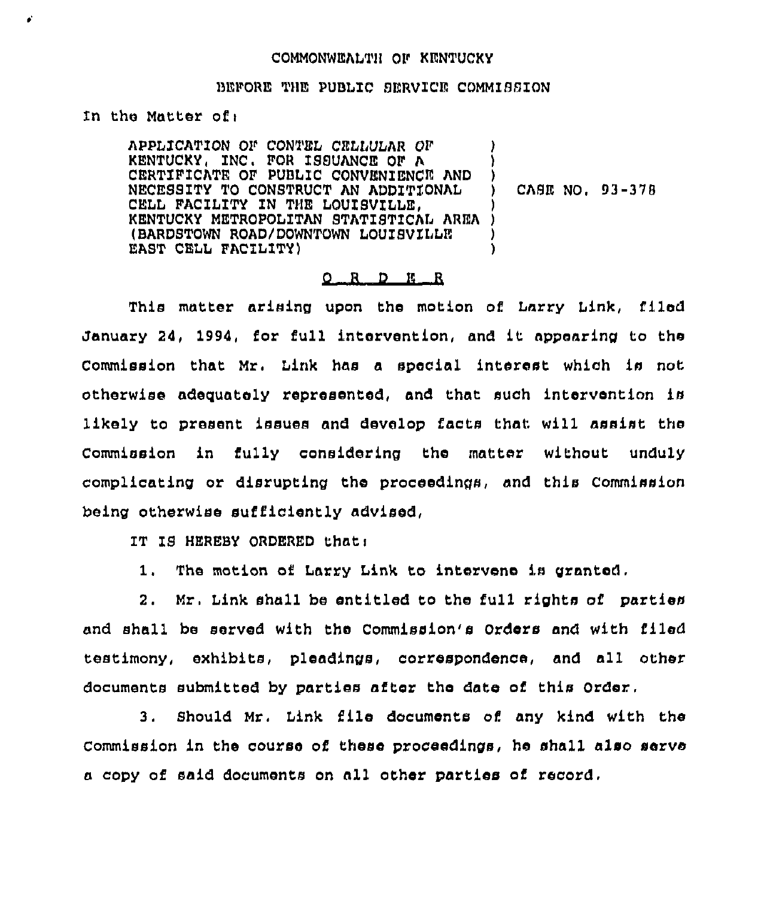COMMONWEALTH OF KENTUCKY

BEFORE THE PUBLIC SERVICE COMMISSION

In the Matter of:

APPLICATION OF CONTEL CELLULAR OF KENTUCKY, INC. FOR ISSUANCE OF A CERTIFICATE OF PUBLIC CONVENIENCE AND NECESSITY TO CONSTRUCT AN ADDITIONAL CELL FACILITY IN THE LOUISVILLE, KENTUCKY METROPOLITAN STATISTICAL AREA (BARDSTOWN ROAD/DOWNTOWN LOUISVILLE EAST CELL FACILITY) ) CASE NO. 93-378

## O R D E R

This matter arising upon the motion of Larry Link, filed January 24, 1994, for full intervention, and it appearing to the Commission that Mr. Link has a special interest which is not otherwise adequately represented, and that such intervention is likely to present issues and develop facts that will assist the Commission in fully considering the matter without unduly complicating or disrupting the proceedings, and this Commission being otherwise sufficiently advised,

IT IS HEREBY ORDERED that:

1. The motion of Larry Link to intervene is granted.

2. Mr. Link shall be entitled to the full rights of parties and shall be served with the Commission's Orders and with filed testimony, exhibits, pleadings, correspondence, and all other documents submitted by parties after the date of this Order.

3. Should Mr. Link file documents of any kind with the Commission in the course of these proceedings, he shall also serve a copy of said documents on all other parties of record.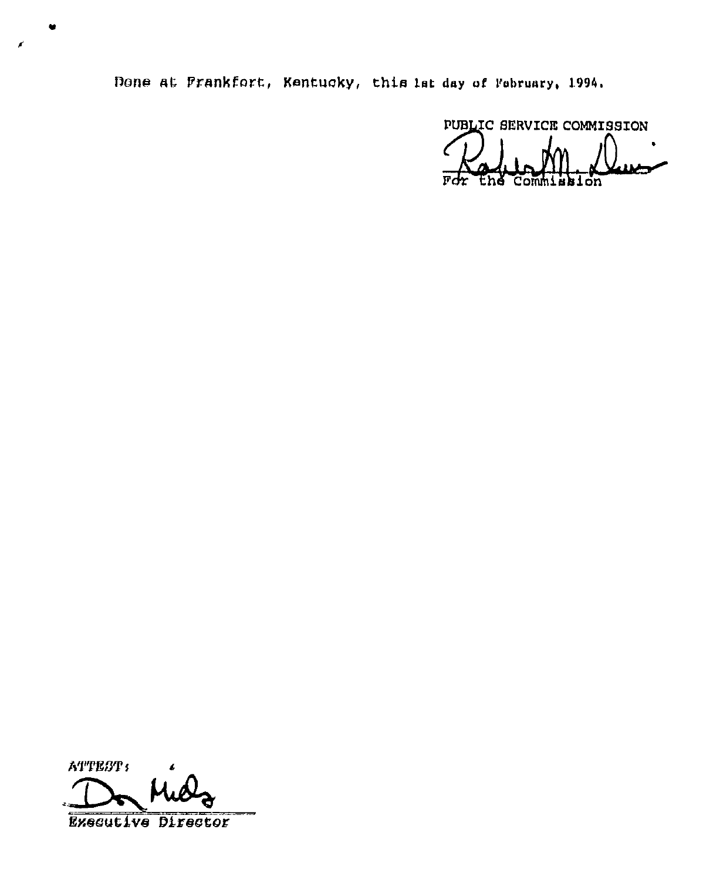Done at Frankfort, Kentucky, this 1st day of February, 1994.

PUBLIC SERVICE COMMISSION

For the Commission

ATTEST:

Executive Director